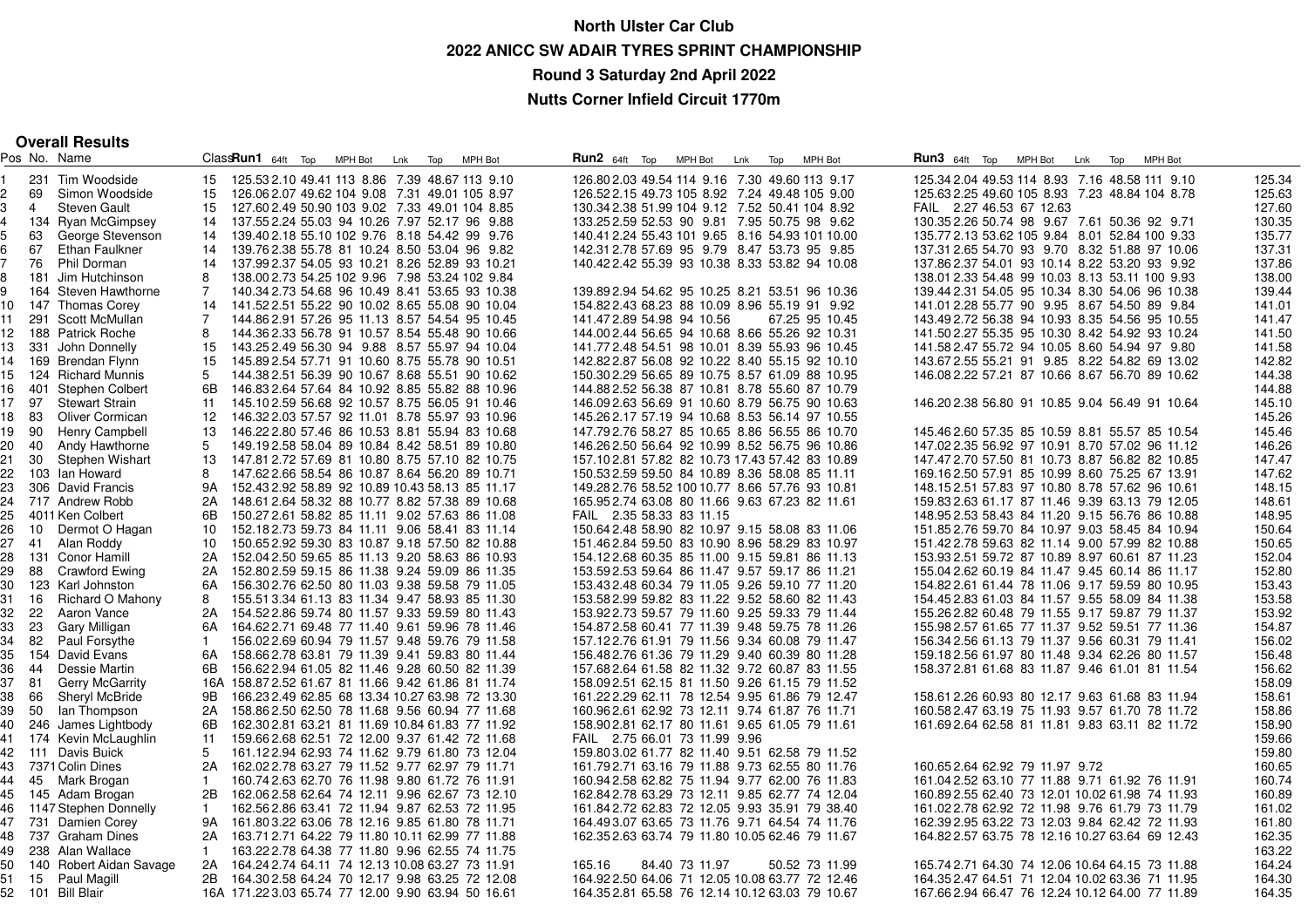# North Ulster Car Club

## 2022 ANICC SW ADAIR TYRES SPRINT CHAMPIONSHIP

## Round 3 Saturday 2nd April 2022

## Nutts Corner Infield Circuit 1770m

### Overall Results

| Pos | No. | Name | Class | Run1 | 64ft | Top | MPH | Bot | Lnk | Top | MPH | Bot | Run2 | 64ft | Top | MPH | Bot | Lnk | Top | MPH | Bot | Run3 | 64ft | Top | MPH | Bot | Lnk | Top | MPH | Bot | |
|---|---|---|---|---|---|---|---|---|---|---|---|---|---|---|---|---|---|---|---|---|---|---|---|---|---|---|---|---|---|---|---|
| 1 | 231 | Tim Woodside | 15 | 125.53 | 2.10 | 49.41 | 113 | 8.86 | 7.39 | 48.67 | 113 | 9.10 | 126.80 | 2.03 | 49.54 | 114 | 9.16 | 7.30 | 49.60 | 113 | 9.17 | 125.34 | 2.04 | 49.53 | 114 | 8.93 | 7.16 | 48.58 | 111 | 9.10 | 125.34 |
| 2 | 69 | Simon Woodside | 15 | 126.06 | 2.07 | 49.62 | 104 | 9.08 | 7.31 | 49.01 | 105 | 8.97 | 126.52 | 2.15 | 49.73 | 105 | 8.92 | 7.24 | 49.48 | 105 | 9.00 | 125.63 | 2.25 | 49.60 | 105 | 8.93 | 7.23 | 48.84 | 104 | 8.78 | 125.63 |
| 3 | 4 | Steven Gault | 15 | 127.60 | 2.49 | 50.90 | 103 | 9.02 | 7.33 | 49.01 | 104 | 8.85 | 130.34 | 2.38 | 51.99 | 104 | 9.12 | 7.52 | 50.41 | 104 | 8.92 | FAIL | 2.27 | 46.53 | 67 | 12.63 | | | | | 127.60 |
| 4 | 134 | Ryan McGimpsey | 14 | 137.55 | 2.24 | 55.03 | 94 | 10.26 | 7.97 | 52.17 | 96 | 9.88 | 133.25 | 2.59 | 52.53 | 90 | 9.81 | 7.95 | 50.75 | 98 | 9.62 | 130.35 | 2.26 | 50.74 | 98 | 9.67 | 7.61 | 50.36 | 92 | 9.71 | 130.35 |
| 5 | 63 | George Stevenson | 14 | 139.40 | 2.18 | 55.10 | 102 | 9.76 | 8.18 | 54.42 | 99 | 9.76 | 140.41 | 2.24 | 55.43 | 101 | 9.65 | 8.16 | 54.93 | 101 | 10.00 | 135.77 | 2.13 | 53.62 | 105 | 9.84 | 8.01 | 52.84 | 100 | 9.33 | 135.77 |
| 6 | 67 | Ethan Faulkner | 14 | 139.76 | 2.38 | 55.78 | 81 | 10.24 | 8.50 | 53.04 | 96 | 9.82 | 142.31 | 2.78 | 57.69 | 95 | 9.79 | 8.47 | 53.73 | 95 | 9.85 | 137.31 | 2.65 | 54.70 | 93 | 9.70 | 8.32 | 51.88 | 97 | 10.06 | 137.31 |
| 7 | 76 | Phil Dorman | 14 | 137.99 | 2.37 | 54.05 | 93 | 10.21 | 8.26 | 52.89 | 93 | 10.21 | 140.42 | 2.42 | 55.39 | 93 | 10.38 | 8.33 | 53.82 | 94 | 10.08 | 137.86 | 2.37 | 54.01 | 93 | 10.14 | 8.22 | 53.20 | 93 | 9.92 | 137.86 |
| 8 | 181 | Jim Hutchinson | 8 | 138.00 | 2.73 | 54.25 | 102 | 9.96 | 7.98 | 53.24 | 102 | 9.84 | | | | | | | | | | 138.01 | 2.33 | 54.48 | 99 | 10.03 | 8.13 | 53.11 | 100 | 9.93 | 138.00 |
| 9 | 164 | Steven Hawthorne | 7 | 140.34 | 2.73 | 54.68 | 96 | 10.49 | 8.41 | 53.65 | 93 | 10.38 | 139.89 | 2.94 | 54.62 | 95 | 10.25 | 8.21 | 53.51 | 96 | 10.36 | 139.44 | 2.31 | 54.05 | 95 | 10.34 | 8.30 | 54.06 | 96 | 10.38 | 139.44 |
| 10 | 147 | Thomas Corey | 14 | 141.52 | 2.51 | 55.22 | 90 | 10.02 | 8.65 | 55.08 | 90 | 10.04 | 154.82 | 2.43 | 68.23 | 88 | 10.09 | 8.96 | 55.19 | 91 | 9.92 | 141.01 | 2.28 | 55.77 | 90 | 9.95 | 8.67 | 54.50 | 89 | 9.84 | 141.01 |
| 11 | 291 | Scott McMullan | 7 | 144.86 | 2.91 | 57.26 | 95 | 11.13 | 8.57 | 54.54 | 95 | 10.45 | 141.47 | 2.89 | 54.98 | 94 | 10.56 | | 67.25 | 95 | 10.45 | 143.49 | 2.72 | 56.38 | 94 | 10.93 | 8.35 | 54.56 | 95 | 10.55 | 141.47 |
| 12 | 188 | Patrick Roche | 8 | 144.36 | 2.33 | 56.78 | 91 | 10.57 | 8.54 | 55.48 | 90 | 10.66 | 144.00 | 2.44 | 56.65 | 94 | 10.68 | 8.66 | 55.26 | 92 | 10.31 | 141.50 | 2.27 | 55.35 | 95 | 10.30 | 8.42 | 54.92 | 93 | 10.24 | 141.50 |
| 13 | 331 | John Donnelly | 15 | 143.25 | 2.49 | 56.30 | 94 | 9.88 | 8.57 | 55.97 | 94 | 10.04 | 141.77 | 2.48 | 54.51 | 98 | 10.01 | 8.39 | 55.93 | 96 | 10.45 | 141.58 | 2.47 | 55.72 | 94 | 10.05 | 8.60 | 54.94 | 97 | 9.80 | 141.58 |
| 14 | 169 | Brendan Flynn | 15 | 145.89 | 2.54 | 57.71 | 91 | 10.60 | 8.75 | 55.78 | 90 | 10.51 | 142.82 | 2.87 | 56.08 | 92 | 10.22 | 8.40 | 55.15 | 92 | 10.10 | 143.67 | 2.55 | 55.21 | 91 | 9.85 | 8.22 | 54.82 | 69 | 13.02 | 142.82 |
| 15 | 124 | Richard Munnis | 5 | 144.38 | 2.51 | 56.39 | 90 | 10.67 | 8.68 | 55.51 | 90 | 10.62 | 150.30 | 2.29 | 56.65 | 89 | 10.75 | 8.57 | 61.09 | 88 | 10.95 | 146.08 | 2.22 | 57.21 | 87 | 10.66 | 8.67 | 56.70 | 89 | 10.62 | 144.38 |
| 16 | 401 | Stephen Colbert | 6B | 146.83 | 2.64 | 57.64 | 84 | 10.92 | 8.85 | 55.82 | 88 | 10.96 | 144.88 | 2.52 | 56.38 | 87 | 10.81 | 8.78 | 55.60 | 87 | 10.79 | | | | | | | | | | 144.88 |
| 17 | 97 | Stewart Strain | 11 | 145.10 | 2.59 | 56.68 | 92 | 10.57 | 8.75 | 56.05 | 91 | 10.46 | 146.09 | 2.63 | 56.69 | 91 | 10.60 | 8.79 | 56.75 | 90 | 10.63 | 146.20 | 2.38 | 56.80 | 91 | 10.85 | 9.04 | 56.49 | 91 | 10.64 | 145.10 |
| 18 | 83 | Oliver Cormican | 12 | 146.32 | 2.03 | 57.57 | 92 | 11.01 | 8.78 | 55.97 | 93 | 10.96 | 145.26 | 2.17 | 57.19 | 94 | 10.68 | 8.53 | 56.14 | 97 | 10.55 | | | | | | | | | | 145.26 |
| 19 | 90 | Henry Campbell | 13 | 146.22 | 2.80 | 57.46 | 86 | 10.53 | 8.81 | 55.94 | 83 | 10.68 | 147.79 | 2.76 | 58.27 | 85 | 10.65 | 8.86 | 56.55 | 86 | 10.70 | 145.46 | 2.60 | 57.35 | 85 | 10.59 | 8.81 | 55.57 | 85 | 10.54 | 145.46 |
| 20 | 40 | Andy Hawthorne | 5 | 149.19 | 2.58 | 58.04 | 89 | 10.84 | 8.42 | 58.51 | 89 | 10.80 | 146.26 | 2.50 | 56.64 | 92 | 10.99 | 8.52 | 56.75 | 86 | 10.86 | 147.02 | 2.35 | 56.92 | 97 | 10.91 | 8.70 | 57.02 | 96 | 11.12 | 146.26 |
| 21 | 30 | Stephen Wishart | 13 | 147.81 | 2.72 | 57.69 | 81 | 10.80 | 8.75 | 57.10 | 82 | 10.75 | 157.10 | 2.81 | 57.82 | 82 | 10.73 | 17.43 | 57.42 | 83 | 10.89 | 147.47 | 2.70 | 57.50 | 81 | 10.73 | 8.87 | 56.82 | 82 | 10.85 | 147.47 |
| 22 | 103 | Ian Howard | 8 | 147.62 | 2.66 | 58.54 | 86 | 10.87 | 8.64 | 56.20 | 89 | 10.71 | 150.53 | 2.59 | 59.50 | 84 | 10.89 | 8.36 | 58.08 | 85 | 11.11 | 169.16 | 2.50 | 57.91 | 85 | 10.99 | 8.60 | 75.25 | 67 | 13.91 | 147.62 |
| 23 | 306 | David Francis | 9A | 152.43 | 2.92 | 58.89 | 92 | 10.89 | 10.43 | 58.13 | 85 | 11.17 | 149.28 | 2.76 | 58.52 | 100 | 10.77 | 8.66 | 57.76 | 93 | 10.81 | 148.15 | 2.51 | 57.83 | 97 | 10.80 | 8.78 | 57.62 | 96 | 10.61 | 148.15 |
| 24 | 717 | Andrew Robb | 2A | 148.61 | 2.64 | 58.32 | 88 | 10.77 | 8.82 | 57.38 | 89 | 10.68 | 165.95 | 2.74 | 63.08 | 80 | 11.66 | 9.63 | 67.23 | 82 | 11.61 | 159.83 | 2.63 | 61.17 | 87 | 11.46 | 9.39 | 63.13 | 79 | 12.05 | 148.61 |
| 25 | 4011 | Ken Colbert | 6B | 150.27 | 2.61 | 58.82 | 85 | 11.11 | 9.02 | 57.63 | 86 | 11.08 | FAIL | 2.35 | 58.33 | 83 | 11.15 | | | | | 148.95 | 2.53 | 58.43 | 84 | 11.20 | 9.15 | 56.76 | 86 | 10.88 | 148.95 |
| 26 | 10 | Dermot O Hagan | 10 | 152.18 | 2.73 | 59.73 | 84 | 11.11 | 9.06 | 58.41 | 83 | 11.14 | 150.64 | 2.48 | 58.90 | 82 | 10.97 | 9.15 | 58.08 | 83 | 11.06 | 151.85 | 2.76 | 59.70 | 84 | 10.97 | 9.03 | 58.45 | 84 | 10.94 | 150.64 |
| 27 | 41 | Alan Roddy | 10 | 150.65 | 2.92 | 59.30 | 83 | 10.87 | 9.18 | 57.50 | 82 | 10.88 | 151.46 | 2.84 | 59.50 | 83 | 10.90 | 8.96 | 58.29 | 83 | 10.97 | 151.42 | 2.78 | 59.63 | 82 | 11.14 | 9.00 | 57.99 | 82 | 10.88 | 150.65 |
| 28 | 131 | Conor Hamill | 2A | 152.04 | 2.50 | 59.65 | 85 | 11.13 | 9.20 | 58.63 | 86 | 10.93 | 154.12 | 2.68 | 60.35 | 85 | 11.00 | 9.15 | 59.81 | 86 | 11.13 | 153.93 | 2.51 | 59.72 | 87 | 10.89 | 8.97 | 60.61 | 87 | 11.23 | 152.04 |
| 29 | 88 | Crawford Ewing | 2A | 152.80 | 2.49 | 59.15 | 86 | 11.38 | 9.24 | 59.09 | 86 | 11.35 | 153.59 | 2.53 | 59.64 | 86 | 11.47 | 9.57 | 59.17 | 86 | 11.21 | 155.04 | 2.62 | 60.19 | 84 | 11.47 | 9.45 | 60.14 | 86 | 11.24 | 152.80 |
| 30 | 123 | Karl Johnston | 6A | 156.30 | 2.76 | 62.50 | 80 | 11.03 | 9.38 | 59.58 | 79 | 11.05 | 153.43 | 2.48 | 60.34 | 79 | 11.05 | 9.26 | 59.10 | 77 | 11.20 | 154.82 | 2.61 | 61.44 | 78 | 11.06 | 9.17 | 59.59 | 80 | 10.95 | 153.43 |
| 31 | 16 | Richard O Mahony | 8 | 155.51 | 3.34 | 61.13 | 83 | 11.34 | 9.47 | 58.93 | 85 | 11.30 | 153.58 | 2.99 | 59.82 | 83 | 11.22 | 9.52 | 58.60 | 82 | 11.43 | 154.45 | 2.83 | 61.03 | 84 | 11.57 | 9.55 | 58.09 | 84 | 11.38 | 153.58 |
| 32 | 22 | Aaron Vance | 2A | 154.52 | 2.86 | 59.74 | 80 | 11.57 | 9.33 | 59.59 | 80 | 11.43 | 153.92 | 2.73 | 59.57 | 79 | 11.60 | 9.25 | 59.33 | 79 | 11.44 | 155.26 | 2.82 | 60.48 | 79 | 11.55 | 9.17 | 59.87 | 79 | 11.37 | 153.92 |
| 33 | 23 | Gary Milligan | 6A | 164.62 | 2.71 | 69.48 | 77 | 11.40 | 9.61 | 59.96 | 78 | 11.46 | 154.87 | 2.58 | 60.41 | 77 | 11.39 | 9.48 | 59.75 | 78 | 11.26 | 155.98 | 2.57 | 61.65 | 77 | 11.37 | 9.52 | 59.51 | 77 | 11.36 | 154.87 |
| 34 | 82 | Paul Forsythe | 1 | 156.02 | 2.69 | 60.94 | 79 | 11.57 | 9.48 | 59.76 | 79 | 11.58 | 157.12 | 2.76 | 61.91 | 79 | 11.56 | 9.34 | 60.08 | 79 | 11.47 | 156.34 | 2.56 | 61.13 | 79 | 11.37 | 9.56 | 60.31 | 79 | 11.41 | 156.02 |
| 35 | 154 | David Evans | 6A | 158.66 | 2.78 | 63.81 | 79 | 11.39 | 9.41 | 59.83 | 80 | 11.44 | 156.48 | 2.76 | 61.36 | 79 | 11.29 | 9.40 | 60.39 | 80 | 11.28 | 159.18 | 2.56 | 61.97 | 80 | 11.48 | 9.34 | 62.26 | 80 | 11.57 | 156.48 |
| 36 | 44 | Dessie Martin | 6B | 156.62 | 2.94 | 61.05 | 82 | 11.46 | 9.28 | 60.50 | 82 | 11.39 | 157.68 | 2.64 | 61.58 | 82 | 11.32 | 9.72 | 60.87 | 83 | 11.55 | 158.37 | 2.81 | 61.68 | 83 | 11.87 | 9.46 | 61.01 | 81 | 11.54 | 156.62 |
| 37 | 81 | Gerry McGarrity | 16A | 158.87 | 2.52 | 61.67 | 81 | 11.66 | 9.42 | 61.86 | 81 | 11.74 | 158.09 | 2.51 | 62.15 | 81 | 11.50 | 9.26 | 61.15 | 79 | 11.52 | | | | | | | | | | 158.09 |
| 38 | 66 | Sheryl McBride | 9B | 166.23 | 2.49 | 62.85 | 68 | 13.34 | 10.27 | 63.98 | 72 | 13.30 | 161.22 | 2.29 | 62.11 | 78 | 12.54 | 9.95 | 61.86 | 79 | 12.47 | 158.61 | 2.26 | 60.93 | 80 | 12.17 | 9.63 | 61.68 | 83 | 11.94 | 158.61 |
| 39 | 50 | Ian Thompson | 2A | 158.86 | 2.50 | 62.50 | 78 | 11.68 | 9.56 | 60.94 | 77 | 11.68 | 160.96 | 2.61 | 62.92 | 73 | 12.11 | 9.74 | 61.87 | 76 | 11.71 | 160.58 | 2.47 | 63.19 | 75 | 11.93 | 9.57 | 61.70 | 78 | 11.72 | 158.86 |
| 40 | 246 | James Lightbody | 6B | 162.30 | 2.81 | 63.21 | 81 | 11.69 | 10.84 | 61.83 | 77 | 11.92 | 158.90 | 2.81 | 62.17 | 80 | 11.61 | 9.65 | 61.05 | 79 | 11.61 | 161.69 | 2.64 | 62.58 | 81 | 11.81 | 9.83 | 63.11 | 82 | 11.72 | 158.90 |
| 41 | 174 | Kevin McLaughlin | 11 | 159.66 | 2.68 | 62.51 | 72 | 12.00 | 9.37 | 61.42 | 72 | 11.68 | FAIL | 2.75 | 66.01 | 73 | 11.99 | 9.96 | | | | | | | | | | | | | 159.66 |
| 42 | 111 | Davis Buick | 5 | 161.12 | 2.94 | 62.93 | 74 | 11.62 | 9.79 | 61.80 | 73 | 12.04 | 159.80 | 3.02 | 61.77 | 82 | 11.40 | 9.51 | 62.58 | 79 | 11.52 | | | | | | | | | | 159.80 |
| 43 | 7371 | Colin Dines | 2A | 162.02 | 2.78 | 63.27 | 79 | 11.52 | 9.77 | 62.97 | 79 | 11.71 | 161.79 | 2.71 | 63.16 | 79 | 11.88 | 9.73 | 62.55 | 80 | 11.76 | 160.65 | 2.64 | 62.92 | 79 | 11.97 | 9.72 | | | | 160.65 |
| 44 | 45 | Mark Brogan | 1 | 160.74 | 2.63 | 62.70 | 76 | 11.98 | 9.80 | 61.72 | 76 | 11.91 | 160.94 | 2.58 | 62.82 | 75 | 11.94 | 9.77 | 62.00 | 76 | 11.83 | 161.04 | 2.52 | 63.10 | 77 | 11.88 | 9.71 | 61.92 | 76 | 11.91 | 160.74 |
| 45 | 145 | Adam Brogan | 2B | 162.06 | 2.58 | 62.64 | 74 | 12.11 | 9.96 | 62.67 | 73 | 12.10 | 162.84 | 2.78 | 63.29 | 73 | 12.11 | 9.85 | 62.77 | 74 | 12.04 | 160.89 | 2.55 | 62.40 | 73 | 12.01 | 10.02 | 61.98 | 74 | 11.93 | 160.89 |
| 46 | 1147 | Stephen Donnelly | 1 | 162.56 | 2.86 | 63.41 | 72 | 11.94 | 9.87 | 62.53 | 72 | 11.95 | 161.84 | 2.72 | 62.83 | 72 | 12.05 | 9.93 | 35.91 | 79 | 38.40 | 161.02 | 2.78 | 62.92 | 72 | 11.98 | 9.76 | 61.79 | 73 | 11.79 | 161.02 |
| 47 | 731 | Damien Corey | 9A | 161.80 | 3.22 | 63.06 | 78 | 12.16 | 9.85 | 61.80 | 78 | 11.71 | 164.49 | 3.07 | 63.65 | 73 | 11.76 | 9.71 | 64.54 | 74 | 11.76 | 162.39 | 2.95 | 63.22 | 73 | 12.03 | 9.84 | 62.42 | 72 | 11.93 | 161.80 |
| 48 | 737 | Graham Dines | 2A | 163.71 | 2.71 | 64.22 | 79 | 11.80 | 10.11 | 62.99 | 77 | 11.88 | 162.35 | 2.63 | 63.74 | 79 | 11.80 | 10.05 | 62.46 | 79 | 11.67 | 164.82 | 2.57 | 63.75 | 78 | 12.16 | 10.27 | 63.64 | 69 | 12.43 | 162.35 |
| 49 | 238 | Alan Wallace | 1 | 163.22 | 2.78 | 64.38 | 77 | 11.80 | 9.96 | 62.55 | 74 | 11.75 | | | | | | | | | | | | | | | | | | | 163.22 |
| 50 | 140 | Robert Aidan Savage | 2A | 164.24 | 2.74 | 64.11 | 74 | 12.13 | 10.08 | 63.27 | 73 | 11.91 | 165.16 | | 84.40 | 73 | 11.97 | | 50.52 | 73 | 11.99 | 165.74 | 2.71 | 64.30 | 74 | 12.06 | 10.64 | 64.85 | 73 | 11.88 | 164.24 |
| 51 | 15 | Paul Magill | 2B | 164.30 | 2.58 | 64.24 | 70 | 12.17 | 9.98 | 63.25 | 72 | 12.08 | 164.92 | 2.50 | 64.06 | 71 | 12.05 | 10.08 | 63.77 | 72 | 12.46 | 164.35 | 2.47 | 64.51 | 71 | 12.04 | 10.02 | 63.36 | 71 | 11.95 | 164.30 |
| 52 | 101 | Bill Blair | 16A | 171.22 | 3.03 | 65.74 | 77 | 12.00 | 9.90 | 63.94 | 50 | 16.61 | 164.35 | 2.81 | 65.58 | 76 | 12.14 | 10.12 | 63.03 | 79 | 10.67 | 167.66 | 2.94 | 66.47 | 76 | 12.24 | 10.12 | 64.00 | 77 | 11.89 | 164.35 |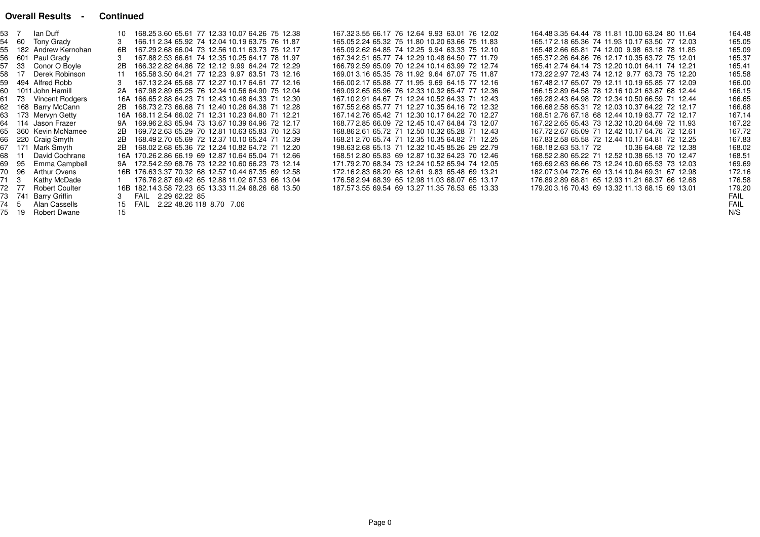## Overall Results - Continued

| Pos | No | Name | Class | Total | | | | | | | | | Total | | | | | | | | | Total | | | | | | | | | Result |
|---|---|---|---|---|---|---|---|---|---|---|---|---|---|---|---|---|---|---|---|---|---|---|---|---|---|---|---|---|---|---|---|
| 53 | 7 | Ian Duff | 10 | 168.25 | 3.60 | 65.61 | 77 | 12.33 | 10.07 | 64.26 | 75 | 12.38 | 167.32 | 3.55 | 66.17 | 76 | 12.64 | 9.93 | 63.01 | 76 | 12.02 | 164.48 | 3.35 | 64.44 | 78 | 11.81 | 10.00 | 63.24 | 80 | 11.64 | 164.48 |
| 54 | 60 | Tony Grady | 3 | 166.11 | 2.34 | 65.92 | 74 | 12.04 | 10.19 | 63.75 | 76 | 11.87 | 165.05 | 2.24 | 65.32 | 75 | 11.80 | 10.20 | 63.66 | 75 | 11.83 | 165.17 | 2.18 | 65.36 | 74 | 11.93 | 10.17 | 63.50 | 77 | 12.03 | 165.05 |
| 55 | 182 | Andrew Kernohan | 6B | 167.29 | 2.68 | 66.04 | 73 | 12.56 | 10.11 | 63.73 | 75 | 12.17 | 165.09 | 2.62 | 64.85 | 74 | 12.25 | 9.94 | 63.33 | 75 | 12.10 | 165.48 | 2.66 | 65.81 | 74 | 12.00 | 9.98 | 63.18 | 78 | 11.85 | 165.09 |
| 56 | 601 | Paul Grady | 3 | 167.88 | 2.53 | 66.61 | 74 | 12.35 | 10.25 | 64.17 | 78 | 11.97 | 167.34 | 2.51 | 65.77 | 74 | 12.29 | 10.48 | 64.50 | 77 | 11.79 | 165.37 | 2.26 | 64.86 | 76 | 12.17 | 10.35 | 63.72 | 75 | 12.01 | 165.37 |
| 57 | 33 | Conor O Boyle | 2B | 166.32 | 2.82 | 64.86 | 72 | 12.12 | 9.99 | 64.24 | 72 | 12.29 | 166.79 | 2.59 | 65.09 | 70 | 12.24 | 10.14 | 63.99 | 72 | 12.74 | 165.41 | 2.74 | 64.14 | 73 | 12.20 | 10.01 | 64.11 | 74 | 12.21 | 165.41 |
| 58 | 17 | Derek Robinson | 11 | 165.58 | 3.50 | 64.21 | 77 | 12.23 | 9.97 | 63.51 | 73 | 12.16 | 169.01 | 3.16 | 65.35 | 78 | 11.92 | 9.64 | 67.07 | 75 | 11.87 | 173.22 | 2.97 | 72.43 | 74 | 12.12 | 9.77 | 63.73 | 75 | 12.20 | 165.58 |
| 59 | 494 | Alfred Robb | 3 | 167.13 | 2.24 | 65.68 | 77 | 12.27 | 10.17 | 64.61 | 77 | 12.16 | 166.00 | 2.17 | 65.88 | 77 | 11.95 | 9.69 | 64.15 | 77 | 12.16 | 167.48 | 2.17 | 65.07 | 79 | 12.11 | 10.19 | 65.85 | 77 | 12.09 | 166.00 |
| 60 | 1011 | John Hamill | 2A | 167.98 | 2.89 | 65.25 | 76 | 12.34 | 10.56 | 64.90 | 75 | 12.04 | 169.09 | 2.65 | 65.96 | 76 | 12.33 | 10.32 | 65.47 | 77 | 12.36 | 166.15 | 2.89 | 64.58 | 78 | 12.16 | 10.21 | 63.87 | 68 | 12.44 | 166.15 |
| 61 | 73 | Vincent Rodgers | 16A | 166.65 | 2.88 | 64.23 | 71 | 12.43 | 10.48 | 64.33 | 71 | 12.30 | 167.10 | 2.91 | 64.67 | 71 | 12.24 | 10.52 | 64.33 | 71 | 12.43 | 169.28 | 2.43 | 64.98 | 72 | 12.34 | 10.50 | 66.59 | 71 | 12.44 | 166.65 |
| 62 | 168 | Barry McCann | 2B | 168.73 | 2.73 | 66.68 | 71 | 12.40 | 10.26 | 64.38 | 71 | 12.28 | 167.55 | 2.68 | 65.77 | 71 | 12.27 | 10.35 | 64.16 | 72 | 12.32 | 166.68 | 2.58 | 65.31 | 72 | 12.03 | 10.37 | 64.22 | 72 | 12.17 | 166.68 |
| 63 | 173 | Mervyn Getty | 16A | 168.11 | 2.54 | 66.02 | 71 | 12.31 | 10.23 | 64.80 | 71 | 12.21 | 167.14 | 2.76 | 65.42 | 71 | 12.30 | 10.17 | 64.22 | 70 | 12.27 | 168.51 | 2.76 | 67.18 | 68 | 12.44 | 10.19 | 63.77 | 72 | 12.17 | 167.14 |
| 64 | 114 | Jason Frazer | 9A | 169.96 | 2.83 | 65.94 | 73 | 13.67 | 10.39 | 64.96 | 72 | 12.17 | 168.77 | 2.85 | 66.09 | 72 | 12.45 | 10.47 | 64.84 | 73 | 12.07 | 167.22 | 2.65 | 65.43 | 73 | 12.32 | 10.20 | 64.69 | 72 | 11.93 | 167.22 |
| 65 | 360 | Kevin McNamee | 2B | 169.72 | 2.63 | 65.29 | 70 | 12.81 | 10.63 | 65.83 | 70 | 12.53 | 168.86 | 2.61 | 65.72 | 71 | 12.50 | 10.32 | 65.28 | 71 | 12.43 | 167.72 | 2.67 | 65.09 | 71 | 12.42 | 10.17 | 64.76 | 72 | 12.61 | 167.72 |
| 66 | 220 | Craig Smyth | 2B | 168.49 | 2.70 | 65.69 | 72 | 12.37 | 10.10 | 65.24 | 71 | 12.39 | 168.21 | 2.70 | 65.74 | 71 | 12.35 | 10.35 | 64.82 | 71 | 12.25 | 167.83 | 2.58 | 65.58 | 72 | 12.44 | 10.17 | 64.81 | 72 | 12.25 | 167.83 |
| 67 | 171 | Mark Smyth | 2B | 168.02 | 2.68 | 65.36 | 72 | 12.24 | 10.82 | 64.72 | 71 | 12.20 | 198.63 | 2.68 | 65.13 | 71 | 12.32 | 10.45 | 85.26 | 29 | 22.79 | 168.18 | 2.63 | 53.17 | 72 | | 10.36 | 64.68 | 72 | 12.38 | 168.02 |
| 68 | 11 | David Cochrane | 16A | 170.26 | 2.86 | 66.19 | 69 | 12.87 | 10.64 | 65.04 | 71 | 12.66 | 168.51 | 2.80 | 65.83 | 69 | 12.87 | 10.32 | 64.23 | 70 | 12.46 | 168.52 | 2.80 | 65.22 | 71 | 12.52 | 10.38 | 65.13 | 70 | 12.47 | 168.51 |
| 69 | 95 | Emma Campbell | 9A | 172.54 | 2.59 | 68.76 | 73 | 12.22 | 10.60 | 66.23 | 73 | 12.14 | 171.79 | 2.70 | 68.34 | 73 | 12.24 | 10.52 | 65.94 | 74 | 12.05 | 169.69 | 2.63 | 66.66 | 73 | 12.24 | 10.60 | 65.53 | 73 | 12.03 | 169.69 |
| 70 | 96 | Arthur Ovens | 16B | 176.63 | 3.37 | 70.32 | 68 | 12.57 | 10.44 | 67.35 | 69 | 12.58 | 172.16 | 2.83 | 68.20 | 68 | 12.61 | 9.83 | 65.48 | 69 | 13.21 | 182.07 | 3.04 | 72.76 | 69 | 13.14 | 10.84 | 69.31 | 67 | 12.98 | 172.16 |
| 71 | 3 | Kathy McDade | 1 | 176.76 | 2.87 | 69.42 | 65 | 12.88 | 11.02 | 67.53 | 66 | 13.04 | 176.58 | 2.94 | 68.39 | 65 | 12.98 | 11.03 | 68.07 | 65 | 13.17 | 176.89 | 2.89 | 68.81 | 65 | 12.93 | 11.21 | 68.37 | 66 | 12.68 | 176.58 |
| 72 | 77 | Robert Coulter | 16B | 182.14 | 3.58 | 72.23 | 65 | 13.33 | 11.24 | 68.26 | 68 | 13.50 | 187.57 | 3.55 | 69.54 | 69 | 13.27 | 11.35 | 76.53 | 65 | 13.33 | 179.20 | 3.16 | 70.43 | 69 | 13.32 | 11.13 | 68.15 | 69 | 13.01 | 179.20 |
| 73 | 741 | Barry Griffin | 3 | FAIL | 2.29 | 62.22 | 85 | | | | | | | | | | | | | | | | | | | | | | | | FAIL |
| 74 | 5 | Alan Cassells | 15 | FAIL | 2.22 | 48.26 | 118 | 8.70 | 7.06 | | | | | | | | | | | | | | | | | | | | | | FAIL |
| 75 | 19 | Robert Dwane | 15 | | | | | | | | | | | | | | | | | | | | | | | | | | | | N/S |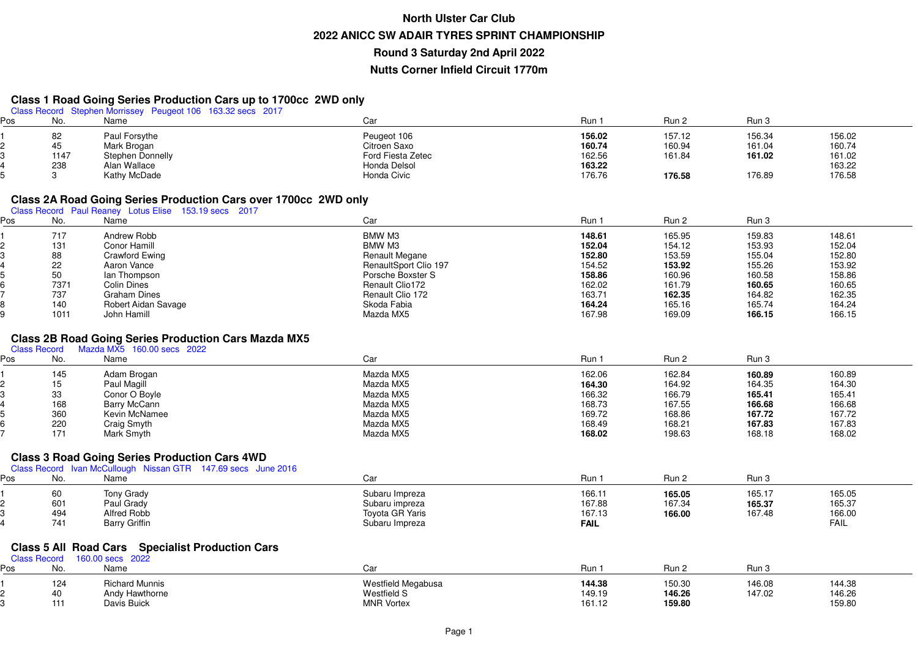# North Ulster Car Club

## 2022 ANICC SW ADAIR TYRES SPRINT CHAMPIONSHIP

## Round 3 Saturday 2nd April 2022

## Nutts Corner Infield Circuit 1770m

### Class 1 Road Going Series Production Cars up to 1700cc 2WD only

Class Record Stephen Morrissey Peugeot 106 163.32 secs 2017

| Pos | No. | Name | Car | Run 1 | Run 2 | Run 3 | |
|---|---|---|---|---|---|---|---|
| 1 | 82 | Paul Forsythe | Peugeot 106 | **156.02** | 157.12 | 156.34 | 156.02 |
| 2 | 45 | Mark Brogan | Citroen Saxo | **160.74** | 160.94 | 161.04 | 160.74 |
| 3 | 1147 | Stephen Donnelly | Ford Fiesta Zetec | 162.56 | 161.84 | **161.02** | 161.02 |
| 4 | 238 | Alan Wallace | Honda Delsol | **163.22** | | | 163.22 |
| 5 | 3 | Kathy McDade | Honda Civic | 176.76 | **176.58** | 176.89 | 176.58 |

### Class 2A Road Going Series Production Cars over 1700cc 2WD only

Class Record Paul Reaney Lotus Elise 153.19 secs 2017

| Pos | No. | Name | Car | Run 1 | Run 2 | Run 3 | |
|---|---|---|---|---|---|---|---|
| 1 | 717 | Andrew Robb | BMW M3 | **148.61** | 165.95 | 159.83 | 148.61 |
| 2 | 131 | Conor Hamill | BMW M3 | **152.04** | 154.12 | 153.93 | 152.04 |
| 3 | 88 | Crawford Ewing | Renault Megane | **152.80** | 153.59 | 155.04 | 152.80 |
| 4 | 22 | Aaron Vance | RenaultSport Clio 197 | 154.52 | **153.92** | 155.26 | 153.92 |
| 5 | 50 | Ian Thompson | Porsche Boxster S | **158.86** | 160.96 | 160.58 | 158.86 |
| 6 | 7371 | Colin Dines | Renault Clio172 | 162.02 | 161.79 | **160.65** | 160.65 |
| 7 | 737 | Graham Dines | Renault Clio 172 | 163.71 | **162.35** | 164.82 | 162.35 |
| 8 | 140 | Robert Aidan Savage | Skoda Fabia | **164.24** | 165.16 | 165.74 | 164.24 |
| 9 | 1011 | John Hamill | Mazda MX5 | 167.98 | 169.09 | **166.15** | 166.15 |

### Class 2B Road Going Series Production Cars Mazda MX5

Class Record Mazda MX5 160.00 secs 2022

| Pos | No. | Name | Car | Run 1 | Run 2 | Run 3 | |
|---|---|---|---|---|---|---|---|
| 1 | 145 | Adam Brogan | Mazda MX5 | 162.06 | 162.84 | **160.89** | 160.89 |
| 2 | 15 | Paul Magill | Mazda MX5 | **164.30** | 164.92 | 164.35 | 164.30 |
| 3 | 33 | Conor O Boyle | Mazda MX5 | 166.32 | 166.79 | **165.41** | 165.41 |
| 4 | 168 | Barry McCann | Mazda MX5 | 168.73 | 167.55 | **166.68** | 166.68 |
| 5 | 360 | Kevin McNamee | Mazda MX5 | 169.72 | 168.86 | **167.72** | 167.72 |
| 6 | 220 | Craig Smyth | Mazda MX5 | 168.49 | 168.21 | **167.83** | 167.83 |
| 7 | 171 | Mark Smyth | Mazda MX5 | **168.02** | 198.63 | 168.18 | 168.02 |

### Class 3 Road Going Series Production Cars 4WD

Class Record Ivan McCullough Nissan GTR 147.69 secs June 2016

| Pos | No. | Name | Car | Run 1 | Run 2 | Run 3 | |
|---|---|---|---|---|---|---|---|
| 1 | 60 | Tony Grady | Subaru Impreza | 166.11 | **165.05** | 165.17 | 165.05 |
| 2 | 601 | Paul Grady | Subaru impreza | 167.88 | 167.34 | **165.37** | 165.37 |
| 3 | 494 | Alfred Robb | Toyota GR Yaris | 167.13 | **166.00** | 167.48 | 166.00 |
| 4 | 741 | Barry Griffin | Subaru Impreza | **FAIL** | | | FAIL |

### Class 5 All Road Cars Specialist Production Cars

Class Record 160.00 secs 2022

| Pos | No. | Name | Car | Run 1 | Run 2 | Run 3 | |
|---|---|---|---|---|---|---|---|
| 1 | 124 | Richard Munnis | Westfield Megabusa | **144.38** | 150.30 | 146.08 | 144.38 |
| 2 | 40 | Andy Hawthorne | Westfield S | 149.19 | **146.26** | 147.02 | 146.26 |
| 3 | 111 | Davis Buick | MNR Vortex | 161.12 | **159.80** | | 159.80 |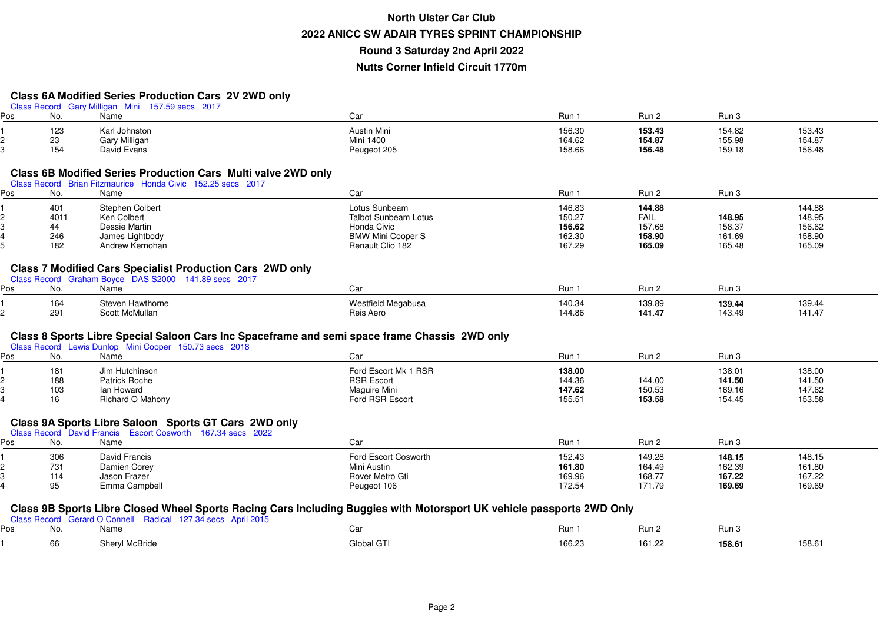# North Ulster Car Club

## 2022 ANICC SW ADAIR TYRES SPRINT CHAMPIONSHIP

## Round 3 Saturday 2nd April 2022

## Nutts Corner Infield Circuit 1770m

### Class 6A Modified Series Production Cars 2V 2WD only

Class Record Gary Milligan Mini 157.59 secs 2017

| Pos | No. | Name | Car | Run 1 | Run 2 | Run 3 | |
|---|---|---|---|---|---|---|---|
| 1 | 123 | Karl Johnston | Austin Mini | 156.30 | **153.43** | 154.82 | 153.43 |
| 2 | 23 | Gary Milligan | Mini 1400 | 164.62 | **154.87** | 155.98 | 154.87 |
| 3 | 154 | David Evans | Peugeot 205 | 158.66 | **156.48** | 159.18 | 156.48 |

### Class 6B Modified Series Production Cars Multi valve 2WD only

Class Record Brian Fitzmaurice Honda Civic 152.25 secs 2017

| Pos | No. | Name | Car | Run 1 | Run 2 | Run 3 | |
|---|---|---|---|---|---|---|---|
| 1 | 401 | Stephen Colbert | Lotus Sunbeam | 146.83 | **144.88** | | 144.88 |
| 2 | 4011 | Ken Colbert | Talbot Sunbeam Lotus | 150.27 | FAIL | **148.95** | 148.95 |
| 3 | 44 | Dessie Martin | Honda Civic | **156.62** | 157.68 | 158.37 | 156.62 |
| 4 | 246 | James Lightbody | BMW Mini Cooper S | 162.30 | **158.90** | 161.69 | 158.90 |
| 5 | 182 | Andrew Kernohan | Renault Clio 182 | 167.29 | **165.09** | 165.48 | 165.09 |

### Class 7 Modified Cars Specialist Production Cars 2WD only

Class Record Graham Boyce DAS S2000 141.89 secs 2017

| Pos | No. | Name | Car | Run 1 | Run 2 | Run 3 | |
|---|---|---|---|---|---|---|---|
| 1 | 164 | Steven Hawthorne | Westfield Megabusa | 140.34 | 139.89 | **139.44** | 139.44 |
| 2 | 291 | Scott McMullan | Reis Aero | 144.86 | **141.47** | 143.49 | 141.47 |

### Class 8 Sports Libre Special Saloon Cars Inc Spaceframe and semi space frame Chassis 2WD only

Class Record Lewis Dunlop Mini Cooper 150.73 secs 2018

| Pos | No. | Name | Car | Run 1 | Run 2 | Run 3 | |
|---|---|---|---|---|---|---|---|
| 1 | 181 | Jim Hutchinson | Ford Escort Mk 1 RSR | **138.00** | | 138.01 | 138.00 |
| 2 | 188 | Patrick Roche | RSR Escort | 144.36 | 144.00 | **141.50** | 141.50 |
| 3 | 103 | Ian Howard | Maguire Mini | **147.62** | 150.53 | 169.16 | 147.62 |
| 4 | 16 | Richard O Mahony | Ford RSR Escort | 155.51 | **153.58** | 154.45 | 153.58 |

### Class 9A Sports Libre Saloon Sports GT Cars 2WD only

Class Record David Francis Escort Cosworth 167.34 secs 2022

| Pos | No. | Name | Car | Run 1 | Run 2 | Run 3 | |
|---|---|---|---|---|---|---|---|
| 1 | 306 | David Francis | Ford Escort Cosworth | 152.43 | 149.28 | **148.15** | 148.15 |
| 2 | 731 | Damien Corey | Mini Austin | **161.80** | 164.49 | 162.39 | 161.80 |
| 3 | 114 | Jason Frazer | Rover Metro Gti | 169.96 | 168.77 | **167.22** | 167.22 |
| 4 | 95 | Emma Campbell | Peugeot 106 | 172.54 | 171.79 | **169.69** | 169.69 |

### Class 9B Sports Libre Closed Wheel Sports Racing Cars Including Buggies with Motorsport UK vehicle passports 2WD Only

Class Record Gerard O Connell Radical 127.34 secs April 2015

| Pos | No. | Name | Car | Run 1 | Run 2 | Run 3 | |
|---|---|---|---|---|---|---|---|
| 1 | 66 | Sheryl McBride | Global GTI | 166.23 | 161.22 | **158.61** | 158.61 |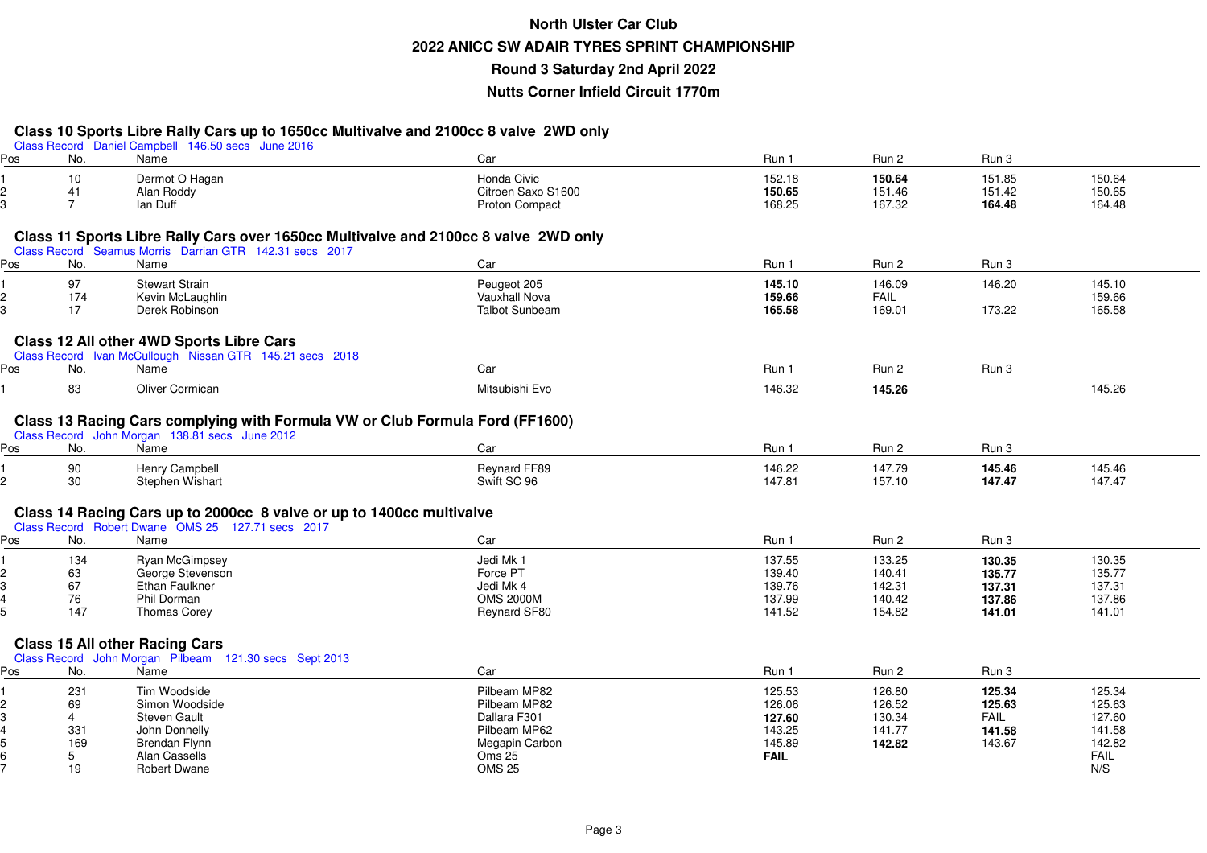# North Ulster Car Club

## 2022 ANICC SW ADAIR TYRES SPRINT CHAMPIONSHIP

## Round 3 Saturday 2nd April 2022

## Nutts Corner Infield Circuit 1770m

### Class 10 Sports Libre Rally Cars up to 1650cc Multivalve and 2100cc 8 valve 2WD only

Class Record Daniel Campbell 146.50 secs June 2016

| Pos | No. | Name | Car | Run 1 | Run 2 | Run 3 | |
|---|---|---|---|---|---|---|---|
| 1 | 10 | Dermot O Hagan | Honda Civic | 152.18 | **150.64** | 151.85 | 150.64 |
| 2 | 41 | Alan Roddy | Citroen Saxo S1600 | **150.65** | 151.46 | 151.42 | 150.65 |
| 3 | 7 | Ian Duff | Proton Compact | 168.25 | 167.32 | **164.48** | 164.48 |

### Class 11 Sports Libre Rally Cars over 1650cc Multivalve and 2100cc 8 valve 2WD only

Class Record Seamus Morris Darrian GTR 142.31 secs 2017

| Pos | No. | Name | Car | Run 1 | Run 2 | Run 3 | |
|---|---|---|---|---|---|---|---|
| 1 | 97 | Stewart Strain | Peugeot 205 | **145.10** | 146.09 | 146.20 | 145.10 |
| 2 | 174 | Kevin McLaughlin | Vauxhall Nova | **159.66** | FAIL | | 159.66 |
| 3 | 17 | Derek Robinson | Talbot Sunbeam | **165.58** | 169.01 | 173.22 | 165.58 |

### Class 12 All other 4WD Sports Libre Cars

Class Record Ivan McCullough Nissan GTR 145.21 secs 2018

| Pos | No. | Name | Car | Run 1 | Run 2 | Run 3 | |
|---|---|---|---|---|---|---|---|
| 1 | 83 | Oliver Cormican | Mitsubishi Evo | 146.32 | **145.26** | | 145.26 |

### Class 13 Racing Cars complying with Formula VW or Club Formula Ford (FF1600)

Class Record John Morgan 138.81 secs June 2012

| Pos | No. | Name | Car | Run 1 | Run 2 | Run 3 | |
|---|---|---|---|---|---|---|---|
| 1 | 90 | Henry Campbell | Reynard FF89 | 146.22 | 147.79 | **145.46** | 145.46 |
| 2 | 30 | Stephen Wishart | Swift SC 96 | 147.81 | 157.10 | **147.47** | 147.47 |

### Class 14 Racing Cars up to 2000cc 8 valve or up to 1400cc multivalve

Class Record Robert Dwane OMS 25 127.71 secs 2017

| Pos | No. | Name | Car | Run 1 | Run 2 | Run 3 | |
|---|---|---|---|---|---|---|---|
| 1 | 134 | Ryan McGimpsey | Jedi Mk 1 | 137.55 | 133.25 | **130.35** | 130.35 |
| 2 | 63 | George Stevenson | Force PT | 139.40 | 140.41 | **135.77** | 135.77 |
| 3 | 67 | Ethan Faulkner | Jedi Mk 4 | 139.76 | 142.31 | **137.31** | 137.31 |
| 4 | 76 | Phil Dorman | OMS 2000M | 137.99 | 140.42 | **137.86** | 137.86 |
| 5 | 147 | Thomas Corey | Reynard SF80 | 141.52 | 154.82 | **141.01** | 141.01 |

### Class 15 All other Racing Cars

Class Record John Morgan Pilbeam 121.30 secs Sept 2013

| Pos | No. | Name | Car | Run 1 | Run 2 | Run 3 | |
|---|---|---|---|---|---|---|---|
| 1 | 231 | Tim Woodside | Pilbeam MP82 | 125.53 | 126.80 | **125.34** | 125.34 |
| 2 | 69 | Simon Woodside | Pilbeam MP82 | 126.06 | 126.52 | **125.63** | 125.63 |
| 3 | 4 | Steven Gault | Dallara F301 | **127.60** | 130.34 | FAIL | 127.60 |
| 4 | 331 | John Donnelly | Pilbeam MP62 | 143.25 | 141.77 | **141.58** | 141.58 |
| 5 | 169 | Brendan Flynn | Megapin Carbon | 145.89 | **142.82** | 143.67 | 142.82 |
| 6 | 5 | Alan Cassells | Oms 25 | **FAIL** | | | FAIL |
| 7 | 19 | Robert Dwane | OMS 25 | | | | N/S |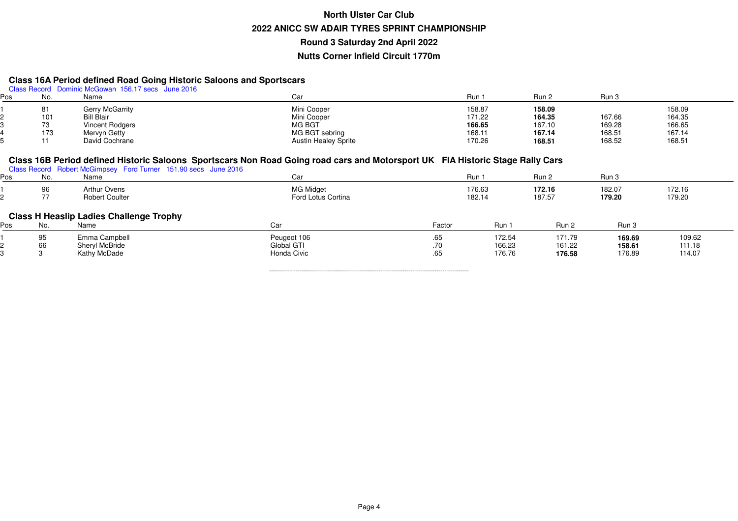# North Ulster Car Club

## 2022 ANICC SW ADAIR TYRES SPRINT CHAMPIONSHIP

## Round 3 Saturday 2nd April 2022

## Nutts Corner Infield Circuit 1770m

### Class 16A Period defined Road Going Historic Saloons and Sportscars

Class Record Dominic McGowan 156.17 secs June 2016

| Pos | No. | Name | Car | Run 1 | Run 2 | Run 3 | |
|---|---|---|---|---|---|---|---|
| 1 | 81 | Gerry McGarrity | Mini Cooper | 158.87 | **158.09** | | 158.09 |
| 2 | 101 | Bill Blair | Mini Cooper | 171.22 | **164.35** | 167.66 | 164.35 |
| 3 | 73 | Vincent Rodgers | MG BGT | **166.65** | 167.10 | 169.28 | 166.65 |
| 4 | 173 | Mervyn Getty | MG BGT sebring | 168.11 | **167.14** | 168.51 | 167.14 |
| 5 | 11 | David Cochrane | Austin Healey Sprite | 170.26 | **168.51** | 168.52 | 168.51 |

### Class 16B Period defined Historic Saloons Sportscars Non Road Going road cars and Motorsport UK FIA Historic Stage Rally Cars

Class Record Robert McGimpsey Ford Turner 151.90 secs June 2016

| Pos | No. | Name | Car | Run 1 | Run 2 | Run 3 | |
|---|---|---|---|---|---|---|---|
| 1 | 96 | Arthur Ovens | MG Midget | 176.63 | **172.16** | 182.07 | 172.16 |
| 2 | 77 | Robert Coulter | Ford Lotus Cortina | 182.14 | 187.57 | **179.20** | 179.20 |

### Class H Heaslip Ladies Challenge Trophy

| Pos | No. | Name | Car | Factor | Run 1 | Run 2 | Run 3 | |
|---|---|---|---|---|---|---|---|---|
| 1 | 95 | Emma Campbell | Peugeot 106 | .65 | 172.54 | 171.79 | **169.69** | 109.62 |
| 2 | 66 | Sheryl McBride | Global GTI | .70 | 166.23 | 161.22 | **158.61** | 111.18 |
| 3 | 3 | Kathy McDade | Honda Civic | .65 | 176.76 | **176.58** | 176.89 | 114.07 |

...................................................................................................